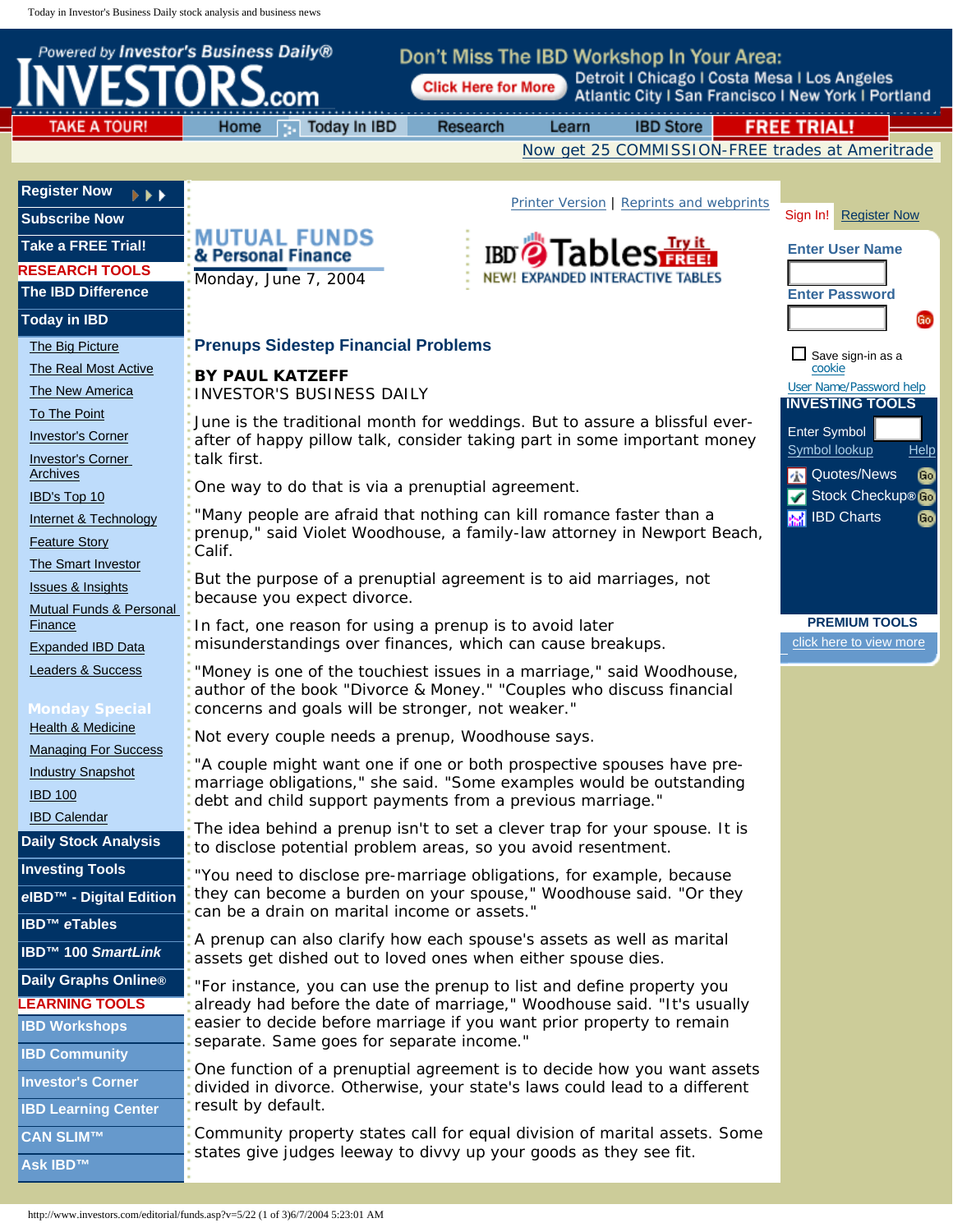MUTUAL FUNDS & Personal Finance

Monday, June 7, 2004

## Prenups Sidestep Financial Problems

**BY PAUL KATZEFF**
INVESTOR'S BUSINESS DAILY

June is the traditional month for weddings. But to assure a blissful ever-after of happy pillow talk, consider taking part in some important money talk first.

One way to do that is via a prenuptial agreement.

"Many people are afraid that nothing can kill romance faster than a prenup," said Violet Woodhouse, a family-law attorney in Newport Beach, Calif.

But the purpose of a prenuptial agreement is to aid marriages, not because you expect divorce.

In fact, one reason for using a prenup is to avoid later misunderstandings over finances, which can cause breakups.

"Money is one of the touchiest issues in a marriage," said Woodhouse, author of the book "Divorce & Money." "Couples who discuss financial concerns and goals will be stronger, not weaker."

Not every couple needs a prenup, Woodhouse says.

"A couple might want one if one or both prospective spouses have pre-marriage obligations," she said. "Some examples would be outstanding debt and child support payments from a previous marriage."

The idea behind a prenup isn't to set a clever trap for your spouse. It is to disclose potential problem areas, so you avoid resentment.

"You need to disclose pre-marriage obligations, for example, because they can become a burden on your spouse," Woodhouse said. "Or they can be a drain on marital income or assets."

A prenup can also clarify how each spouse's assets as well as marital assets get dished out to loved ones when either spouse dies.

"For instance, you can use the prenup to list and define property you already had before the date of marriage," Woodhouse said. "It's usually easier to decide before marriage if you want prior property to remain separate. Same goes for separate income."

One function of a prenuptial agreement is to decide how you want assets divided in divorce. Otherwise, your state's laws could lead to a different result by default.

Community property states call for equal division of marital assets. Some states give judges leeway to divvy up your goods as they see fit.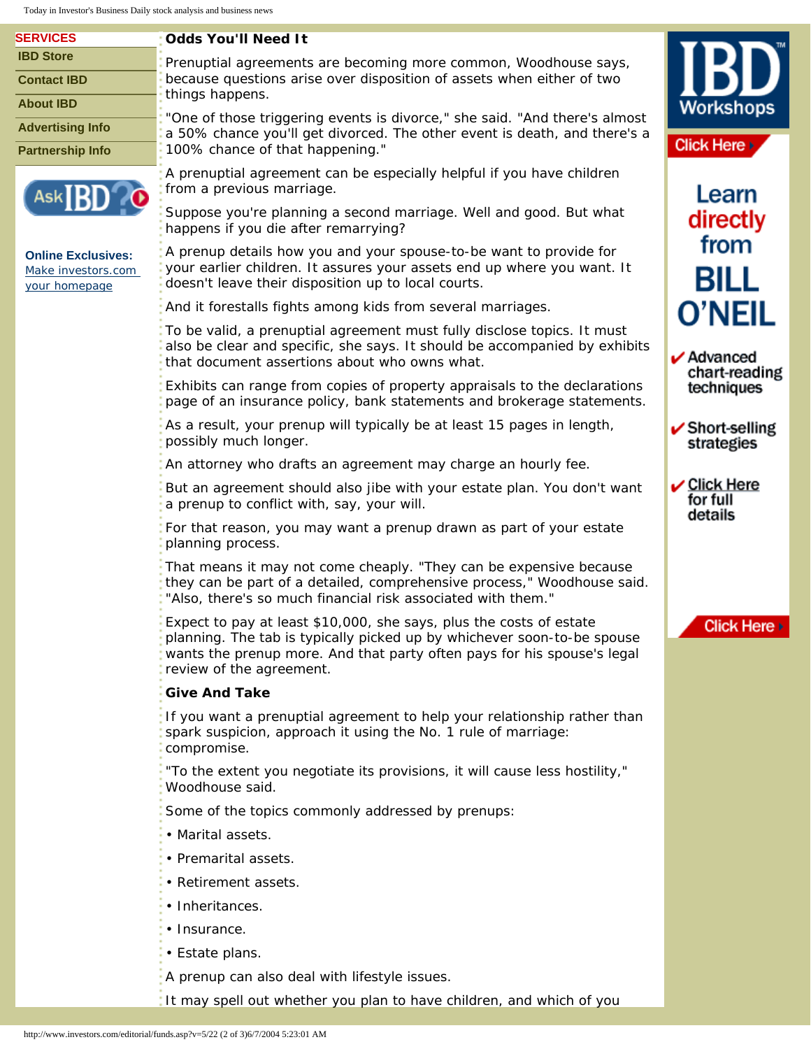### Odds You'll Need It

Prenuptial agreements are becoming more common, Woodhouse says, because questions arise over disposition of assets when either of two things happens.

"One of those triggering events is divorce," she said. "And there's almost a 50% chance you'll get divorced. The other event is death, and there's a 100% chance of that happening."

A prenuptial agreement can be especially helpful if you have children from a previous marriage.

Suppose you're planning a second marriage. Well and good. But what happens if you die after remarrying?

A prenup details how you and your spouse-to-be want to provide for your earlier children. It assures your assets end up where you want. It doesn't leave their disposition up to local courts.

And it forestalls fights among kids from several marriages.

To be valid, a prenuptial agreement must fully disclose topics. It must also be clear and specific, she says. It should be accompanied by exhibits that document assertions about who owns what.

Exhibits can range from copies of property appraisals to the declarations page of an insurance policy, bank statements and brokerage statements.

As a result, your prenup will typically be at least 15 pages in length, possibly much longer.

An attorney who drafts an agreement may charge an hourly fee.

But an agreement should also jibe with your estate plan. You don't want a prenup to conflict with, say, your will.

For that reason, you may want a prenup drawn as part of your estate planning process.

That means it may not come cheaply. "They can be expensive because they can be part of a detailed, comprehensive process," Woodhouse said. "Also, there's so much financial risk associated with them."

Expect to pay at least $10,000, she says, plus the costs of estate planning. The tab is typically picked up by whichever soon-to-be spouse wants the prenup more. And that party often pays for his spouse's legal review of the agreement.

### Give And Take

If you want a prenuptial agreement to help your relationship rather than spark suspicion, approach it using the No. 1 rule of marriage: compromise.

"To the extent you negotiate its provisions, it will cause less hostility," Woodhouse said.

Some of the topics commonly addressed by prenups:

- Marital assets.
- Premarital assets.
- Retirement assets.
- Inheritances.
- Insurance.
- Estate plans.

A prenup can also deal with lifestyle issues.

It may spell out whether you plan to have children, and which of you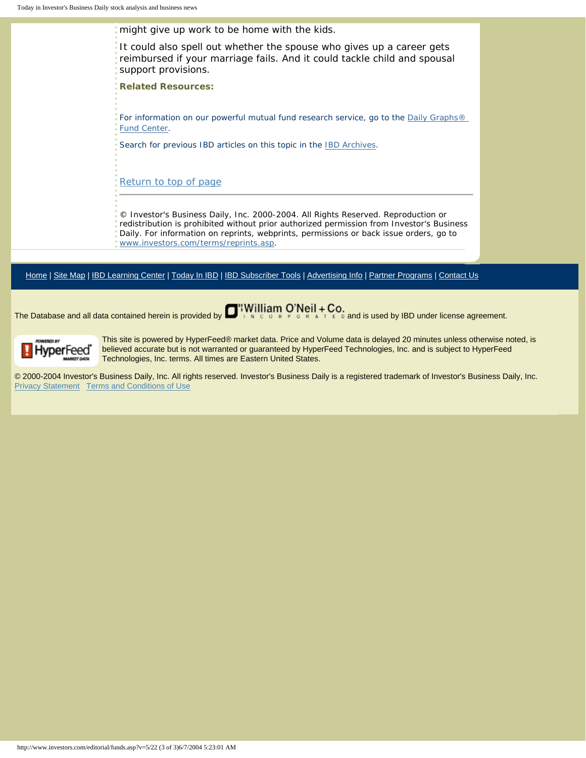might give up work to be home with the kids.

It could also spell out whether the spouse who gives up a career gets reimbursed if your marriage fails. And it could tackle child and spousal support provisions.

**Related Resources:**

For information on our powerful mutual fund research service, go to the Daily Graphs® Fund Center.

Search for previous IBD articles on this topic in the IBD Archives.

Return to top of page

---

© Investor's Business Daily, Inc. 2000-2004. All Rights Reserved. Reproduction or redistribution is prohibited without prior authorized permission from Investor's Business Daily. For information on reprints, webprints, permissions or back issue orders, go to www.investors.com/terms/reprints.asp.

Home | Site Map | IBD Learning Center | Today In IBD | IBD Subscriber Tools | Advertising Info | Partner Programs | Contact Us

The Database and all data contained herein is provided by William O'Neil + Co. Incorporated and is used by IBD under license agreement.

This site is powered by HyperFeed® market data. Price and Volume data is delayed 20 minutes unless otherwise noted, is believed accurate but is not warranted or guaranteed by HyperFeed Technologies, Inc. and is subject to HyperFeed Technologies, Inc. terms. All times are Eastern United States.

© 2000-2004 Investor's Business Daily, Inc. All rights reserved. Investor's Business Daily is a registered trademark of Investor's Business Daily, Inc.
Privacy Statement Terms and Conditions of Use